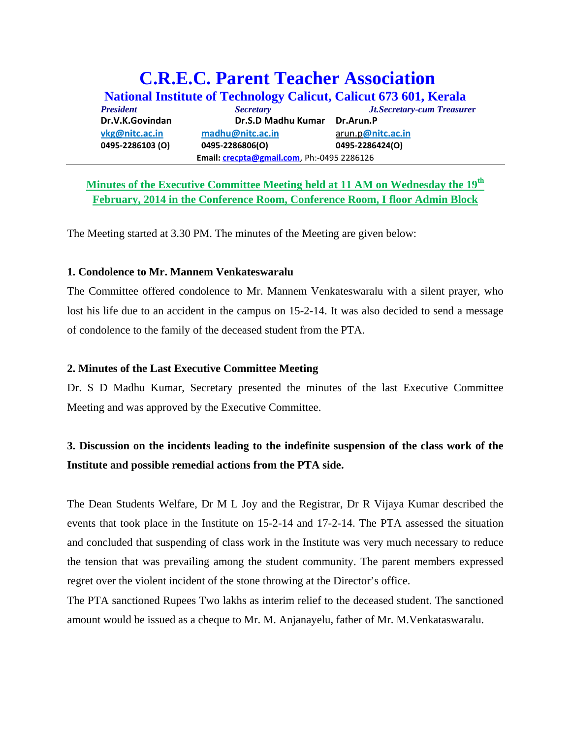# C.R.E.C. Parent Teacher Association

## National Institute of Technology Calicut, Calicut 673 601, Kerala

| *President* | *Secretary* | *Jt.Secretary-cum Treasurer* |
|---|---|---|
| **Dr.V.K.Govindan** | **Dr.S.D Madhu Kumar** | **Dr.Arun.P** |
| vkg@nitc.ac.in | madhu@nitc.ac.in | arun.p@nitc.ac.in |
| **0495-2286103 (O)** | **0495-2286806(O)** | **0495-2286424(O)** |

**Email:** crecpta@gmail.com, Ph:-0495 2286126

**Minutes of the Executive Committee Meeting held at 11 AM on Wednesday the 19th February, 2014 in the Conference Room, Conference Room, I floor Admin Block**

The Meeting started at 3.30 PM. The minutes of the Meeting are given below:

**1. Condolence to Mr. Mannem Venkateswaralu**

The Committee offered condolence to Mr. Mannem Venkateswaralu with a silent prayer, who lost his life due to an accident in the campus on 15-2-14. It was also decided to send a message of condolence to the family of the deceased student from the PTA.

**2. Minutes of the Last Executive Committee Meeting**

Dr. S D Madhu Kumar, Secretary presented the minutes of the last Executive Committee Meeting and was approved by the Executive Committee.

**3. Discussion on the incidents leading to the indefinite suspension of the class work of the Institute and possible remedial actions from the PTA side.**

The Dean Students Welfare, Dr M L Joy and the Registrar, Dr R Vijaya Kumar described the events that took place in the Institute on 15-2-14 and 17-2-14. The PTA assessed the situation and concluded that suspending of class work in the Institute was very much necessary to reduce the tension that was prevailing among the student community. The parent members expressed regret over the violent incident of the stone throwing at the Director's office.

The PTA sanctioned Rupees Two lakhs as interim relief to the deceased student. The sanctioned amount would be issued as a cheque to Mr. M. Anjanayelu, father of Mr. M.Venkataswaralu.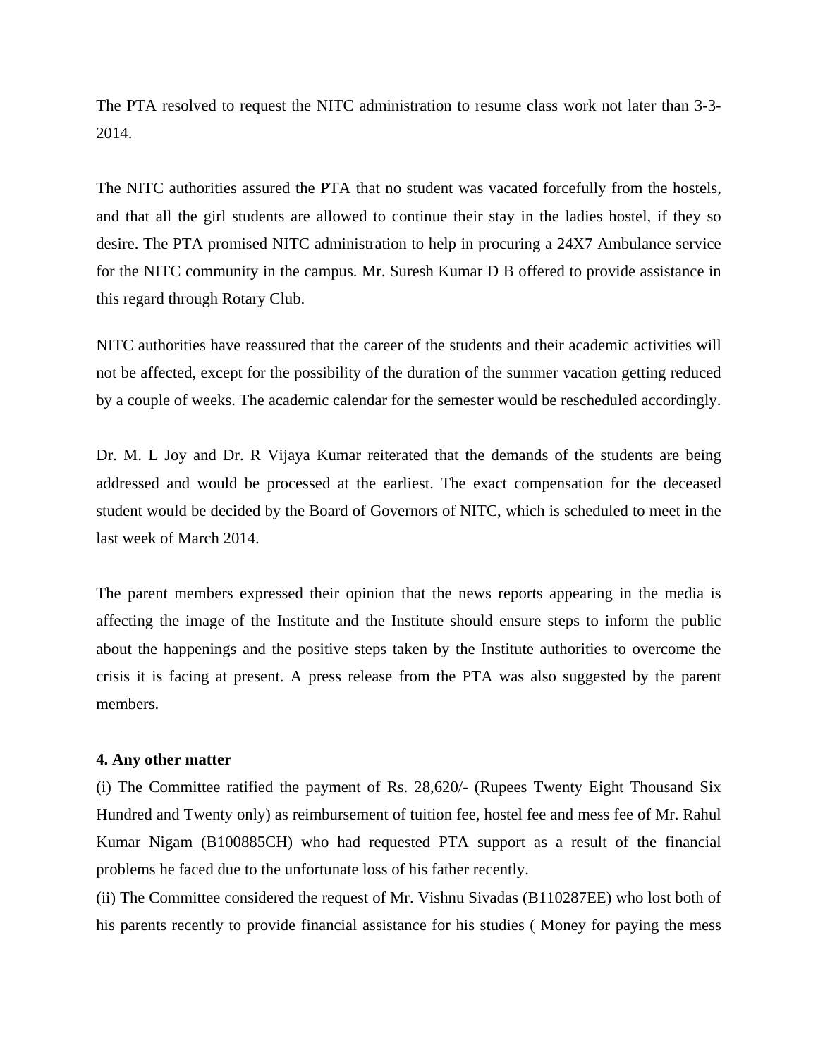The PTA resolved to request the NITC administration to resume class work not later than 3-3-2014.

The NITC authorities assured the PTA that no student was vacated forcefully from the hostels, and that all the girl students are allowed to continue their stay in the ladies hostel, if they so desire. The PTA promised NITC administration to help in procuring a 24X7 Ambulance service for the NITC community in the campus. Mr. Suresh Kumar D B offered to provide assistance in this regard through Rotary Club.

NITC authorities have reassured that the career of the students and their academic activities will not be affected, except for the possibility of the duration of the summer vacation getting reduced by a couple of weeks. The academic calendar for the semester would be rescheduled accordingly.

Dr. M. L Joy and Dr. R Vijaya Kumar reiterated that the demands of the students are being addressed and would be processed at the earliest. The exact compensation for the deceased student would be decided by the Board of Governors of NITC, which is scheduled to meet in the last week of March 2014.

The parent members expressed their opinion that the news reports appearing in the media is affecting the image of the Institute and the Institute should ensure steps to inform the public about the happenings and the positive steps taken by the Institute authorities to overcome the crisis it is facing at present. A press release from the PTA was also suggested by the parent members.

**4. Any other matter**

(i) The Committee ratified the payment of Rs. 28,620/- (Rupees Twenty Eight Thousand Six Hundred and Twenty only) as reimbursement of tuition fee, hostel fee and mess fee of Mr. Rahul Kumar Nigam (B100885CH) who had requested PTA support as a result of the financial problems he faced due to the unfortunate loss of his father recently.

(ii) The Committee considered the request of Mr. Vishnu Sivadas (B110287EE) who lost both of his parents recently to provide financial assistance for his studies ( Money for paying the mess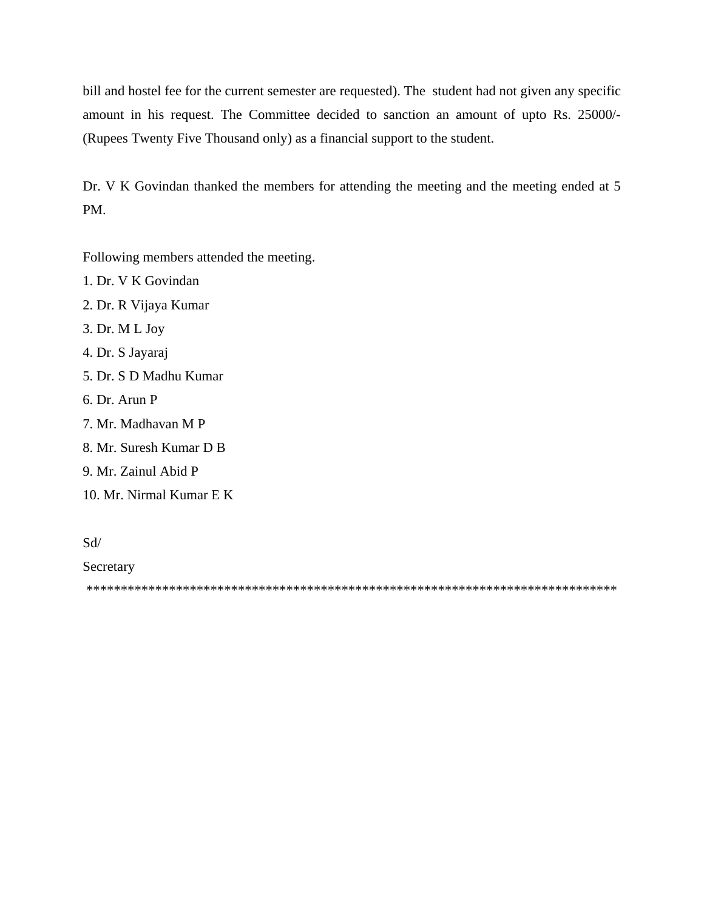bill and hostel fee for the current semester are requested). The student had not given any specific amount in his request. The Committee decided to sanction an amount of upto Rs. 25000/- (Rupees Twenty Five Thousand only) as a financial support to the student.

Dr. V K Govindan thanked the members for attending the meeting and the meeting ended at 5 PM.

Following members attended the meeting.

1. Dr. V K Govindan
2. Dr. R Vijaya Kumar
3. Dr. M L Joy
4. Dr. S Jayaraj
5. Dr. S D Madhu Kumar
6. Dr. Arun P
7. Mr. Madhavan M P
8. Mr. Suresh Kumar D B
9. Mr. Zainul Abid P
10. Mr. Nirmal Kumar E K

Sd/

Secretary

*******************************************************************************